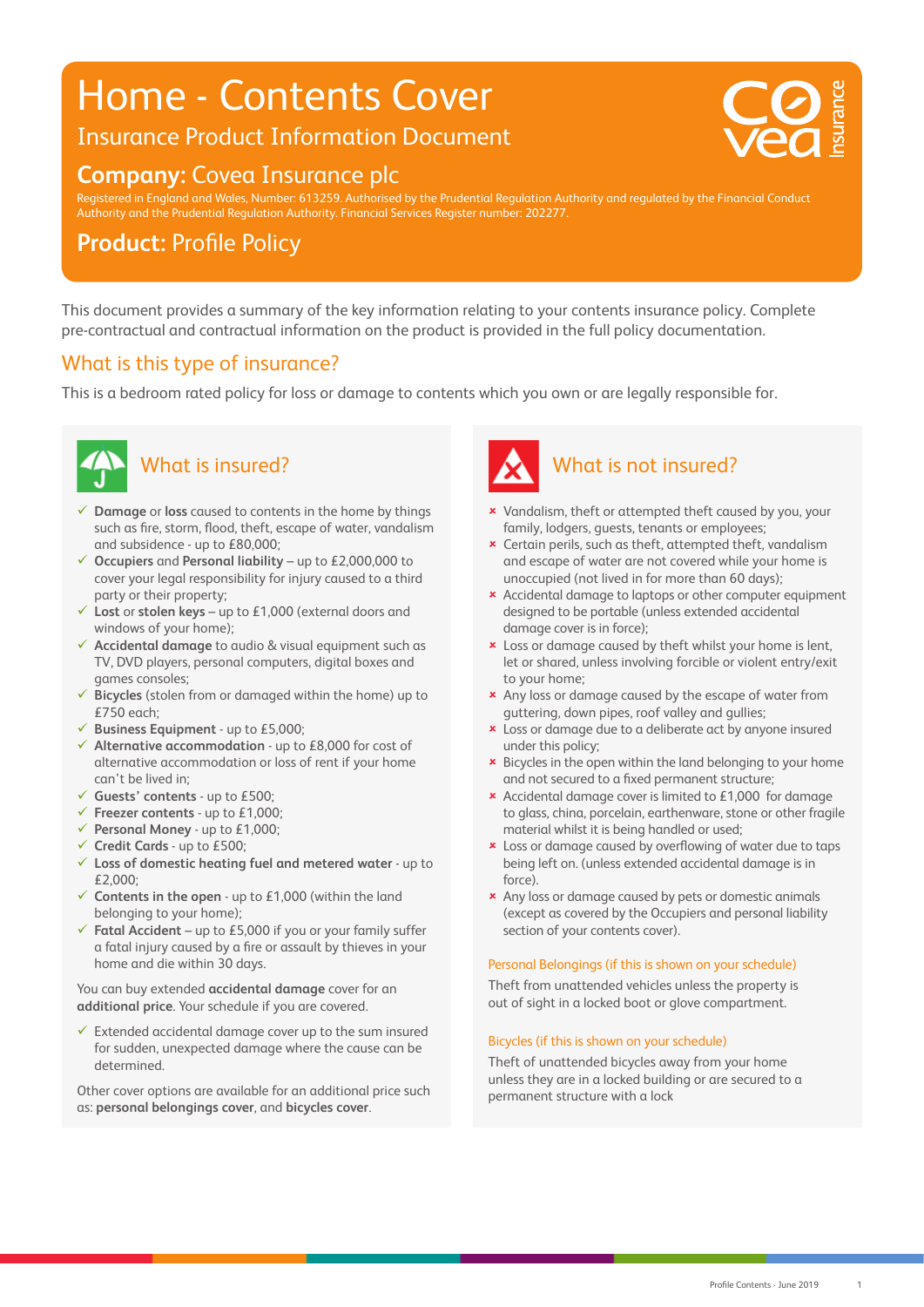# Home - Contents Cover

## Insurance Product Information Document

## Company: Covea Insurance plc

Registered in England and Wales, Number: 613259. Authorised by the Prudential Regulation Authority and regulated by the Financial Conduct Authority and the Prudential Regulation Authority. Financial Services Register number: 202277.

## Product: Profile Policy

This document provides a summary of the key information relating to your contents insurance policy. Complete pre-contractual and contractual information on the product is provided in the full policy documentation.

## What is this type of insurance?

This is a bedroom rated policy for loss or damage to contents which you own or are legally responsible for.

## What is insured?

- ✓ **Damage** or **loss** caused to contents in the home by things such as fire, storm, flood, theft, escape of water, vandalism and subsidence - up to £80,000;
- ✓ **Occupiers** and **Personal liability** – up to £2,000,000 to cover your legal responsibility for injury caused to a third party or their property;
- ✓ **Lost** or **stolen keys** – up to £1,000 (external doors and windows of your home);
- ✓ **Accidental damage** to audio & visual equipment such as TV, DVD players, personal computers, digital boxes and games consoles;
- ✓ **Bicycles** (stolen from or damaged within the home) up to £750 each;
- ✓ **Business Equipment** - up to £5,000;
- ✓ **Alternative accommodation** - up to £8,000 for cost of alternative accommodation or loss of rent if your home can't be lived in;
- ✓ **Guests' contents** - up to £500;
- ✓ **Freezer contents** - up to £1,000;
- ✓ **Personal Money** - up to £1,000;
- ✓ **Credit Cards** - up to £500;
- ✓ **Loss of domestic heating fuel and metered water** - up to £2,000;
- ✓ **Contents in the open** - up to £1,000 (within the land belonging to your home);
- ✓ **Fatal Accident** – up to £5,000 if you or your family suffer a fatal injury caused by a fire or assault by thieves in your home and die within 30 days.

You can buy extended **accidental damage** cover for an **additional price**. Your schedule if you are covered.

- ✓ Extended accidental damage cover up to the sum insured for sudden, unexpected damage where the cause can be determined.

Other cover options are available for an additional price such as: **personal belongings cover**, and **bicycles cover**.

## What is not insured?

- × Vandalism, theft or attempted theft caused by you, your family, lodgers, guests, tenants or employees;
- × Certain perils, such as theft, attempted theft, vandalism and escape of water are not covered while your home is unoccupied (not lived in for more than 60 days);
- × Accidental damage to laptops or other computer equipment designed to be portable (unless extended accidental damage cover is in force);
- × Loss or damage caused by theft whilst your home is lent, let or shared, unless involving forcible or violent entry/exit to your home;
- × Any loss or damage caused by the escape of water from guttering, down pipes, roof valley and gullies;
- × Loss or damage due to a deliberate act by anyone insured under this policy;
- × Bicycles in the open within the land belonging to your home and not secured to a fixed permanent structure;
- × Accidental damage cover is limited to £1,000 for damage to glass, china, porcelain, earthenware, stone or other fragile material whilst it is being handled or used;
- × Loss or damage caused by overflowing of water due to taps being left on. (unless extended accidental damage is in force).
- × Any loss or damage caused by pets or domestic animals (except as covered by the Occupiers and personal liability section of your contents cover).

### Personal Belongings (if this is shown on your schedule)

Theft from unattended vehicles unless the property is out of sight in a locked boot or glove compartment.

### Bicycles (if this is shown on your schedule)

Theft of unattended bicycles away from your home unless they are in a locked building or are secured to a permanent structure with a lock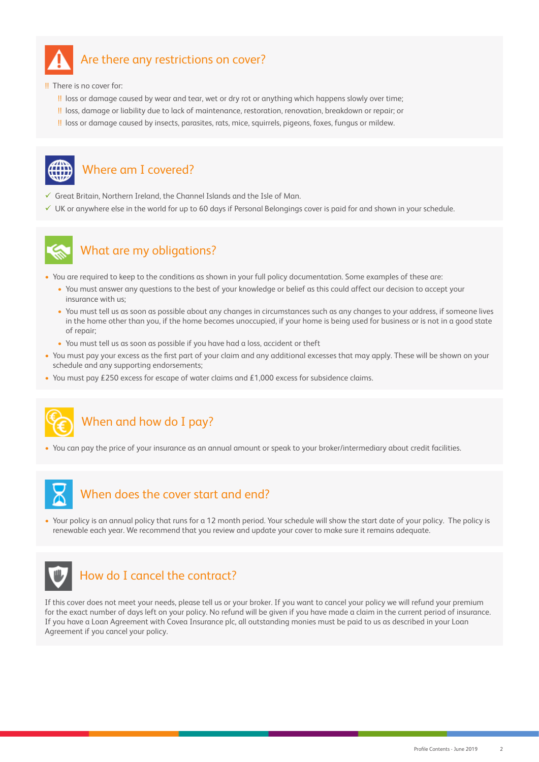## Are there any restrictions on cover?

!! There is no cover for:

- !! loss or damage caused by wear and tear, wet or dry rot or anything which happens slowly over time;
- !! loss, damage or liability due to lack of maintenance, restoration, renovation, breakdown or repair; or
- !! loss or damage caused by insects, parasites, rats, mice, squirrels, pigeons, foxes, fungus or mildew.

## Where am I covered?

- ✓ Great Britain, Northern Ireland, the Channel Islands and the Isle of Man.
- ✓ UK or anywhere else in the world for up to 60 days if Personal Belongings cover is paid for and shown in your schedule.

## What are my obligations?

- You are required to keep to the conditions as shown in your full policy documentation. Some examples of these are:
  - You must answer any questions to the best of your knowledge or belief as this could affect our decision to accept your insurance with us;
  - You must tell us as soon as possible about any changes in circumstances such as any changes to your address, if someone lives in the home other than you, if the home becomes unoccupied, if your home is being used for business or is not in a good state of repair;
  - You must tell us as soon as possible if you have had a loss, accident or theft
- You must pay your excess as the first part of your claim and any additional excesses that may apply. These will be shown on your schedule and any supporting endorsements;
- You must pay £250 excess for escape of water claims and £1,000 excess for subsidence claims.

## When and how do I pay?

- You can pay the price of your insurance as an annual amount or speak to your broker/intermediary about credit facilities.

## When does the cover start and end?

- Your policy is an annual policy that runs for a 12 month period. Your schedule will show the start date of your policy. The policy is renewable each year. We recommend that you review and update your cover to make sure it remains adequate.

## How do I cancel the contract?

If this cover does not meet your needs, please tell us or your broker. If you want to cancel your policy we will refund your premium for the exact number of days left on your policy. No refund will be given if you have made a claim in the current period of insurance. If you have a Loan Agreement with Covea Insurance plc, all outstanding monies must be paid to us as described in your Loan Agreement if you cancel your policy.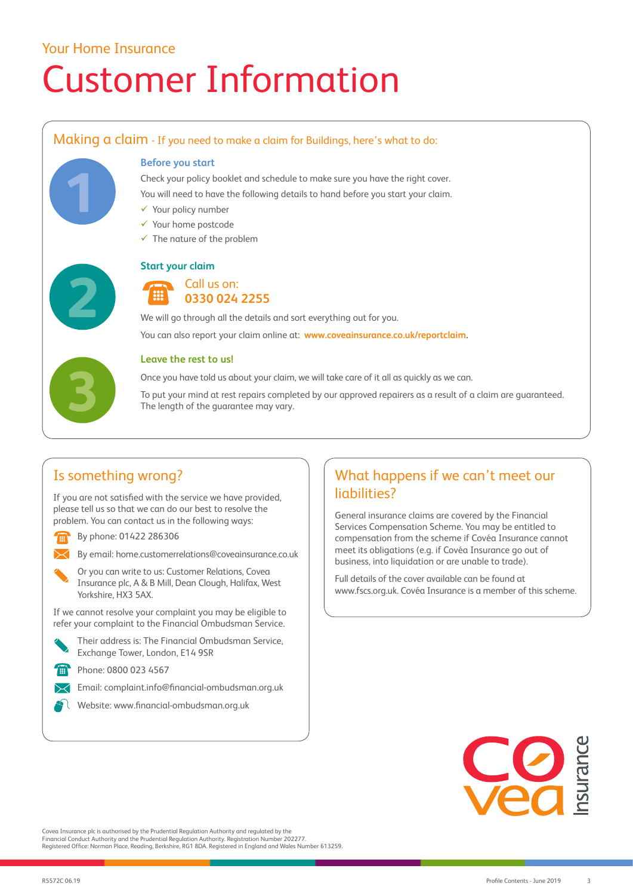Your Home Insurance

# Customer Information

## Making a claim - If you need to make a claim for Buildings, here's what to do:

### 1 Before you start

Check your policy booklet and schedule to make sure you have the right cover.

You will need to have the following details to hand before you start your claim.

- ✓ Your policy number
- ✓ Your home postcode
- ✓ The nature of the problem

### 2 Start your claim

Call us on:
**0330 024 2255**

We will go through all the details and sort everything out for you.

You can also report your claim online at: **www.coveainsurance.co.uk/reportclaim**.

### 3 Leave the rest to us!

Once you have told us about your claim, we will take care of it all as quickly as we can.

To put your mind at rest repairs completed by our approved repairers as a result of a claim are guaranteed. The length of the guarantee may vary.

## Is something wrong?

If you are not satisfied with the service we have provided, please tell us so that we can do our best to resolve the problem. You can contact us in the following ways:

- By phone: 01422 286306
- By email: home.customerrelations@coveainsurance.co.uk
- Or you can write to us: Customer Relations, Covea Insurance plc, A & B Mill, Dean Clough, Halifax, West Yorkshire, HX3 5AX.

If we cannot resolve your complaint you may be eligible to refer your complaint to the Financial Ombudsman Service.

- Their address is: The Financial Ombudsman Service, Exchange Tower, London, E14 9SR
- Phone: 0800 023 4567
- Email: complaint.info@financial-ombudsman.org.uk
- Website: www.financial-ombudsman.org.uk

## What happens if we can't meet our liabilities?

General insurance claims are covered by the Financial Services Compensation Scheme. You may be entitled to compensation from the scheme if Covéa Insurance cannot meet its obligations (e.g. if Covéa Insurance go out of business, into liquidation or are unable to trade).

Full details of the cover available can be found at www.fscs.org.uk. Covéa Insurance is a member of this scheme.

covea Insurance

Covea Insurance plc is authorised by the Prudential Regulation Authority and regulated by the Financial Conduct Authority and the Prudential Regulation Authority. Registration Number 202277.
Registered Office: Norman Place, Reading, Berkshire, RG1 8DA. Registered in England and Wales Number 613259.

R5572C 06.19